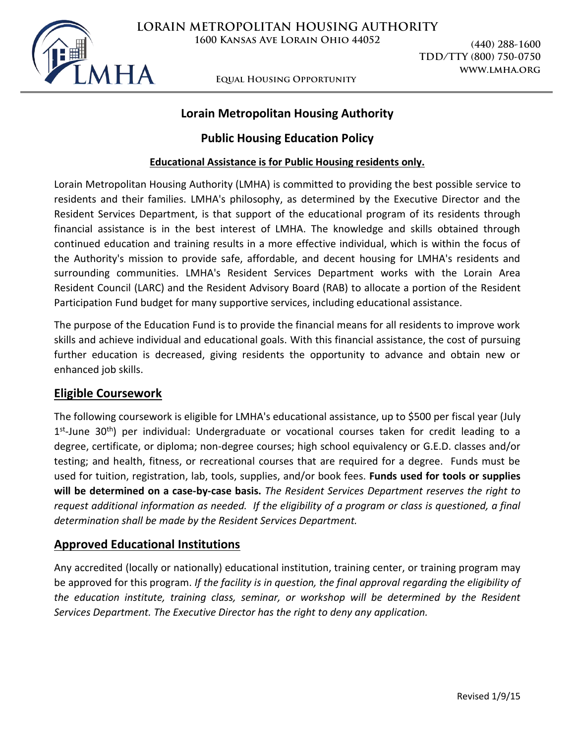LORAIN METROPOLITAN HOUSING AUTHORITY
1600 Kansas Ave Lorain Ohio 44052

(440) 288-1600
TDD/TTY (800) 750-0750
WWW.LMHA.ORG

Equal Housing Opportunity

# Lorain Metropolitan Housing Authority

## Public Housing Education Policy

**Educational Assistance is for Public Housing residents only.**

Lorain Metropolitan Housing Authority (LMHA) is committed to providing the best possible service to residents and their families. LMHA's philosophy, as determined by the Executive Director and the Resident Services Department, is that support of the educational program of its residents through financial assistance is in the best interest of LMHA. The knowledge and skills obtained through continued education and training results in a more effective individual, which is within the focus of the Authority's mission to provide safe, affordable, and decent housing for LMHA's residents and surrounding communities. LMHA's Resident Services Department works with the Lorain Area Resident Council (LARC) and the Resident Advisory Board (RAB) to allocate a portion of the Resident Participation Fund budget for many supportive services, including educational assistance.

The purpose of the Education Fund is to provide the financial means for all residents to improve work skills and achieve individual and educational goals. With this financial assistance, the cost of pursuing further education is decreased, giving residents the opportunity to advance and obtain new or enhanced job skills.

## Eligible Coursework

The following coursework is eligible for LMHA's educational assistance, up to $500 per fiscal year (July 1st-June 30th) per individual: Undergraduate or vocational courses taken for credit leading to a degree, certificate, or diploma; non-degree courses; high school equivalency or G.E.D. classes and/or testing; and health, fitness, or recreational courses that are required for a degree. Funds must be used for tuition, registration, lab, tools, supplies, and/or book fees. **Funds used for tools or supplies will be determined on a case-by-case basis.** *The Resident Services Department reserves the right to request additional information as needed. If the eligibility of a program or class is questioned, a final determination shall be made by the Resident Services Department.*

## Approved Educational Institutions

Any accredited (locally or nationally) educational institution, training center, or training program may be approved for this program. *If the facility is in question, the final approval regarding the eligibility of the education institute, training class, seminar, or workshop will be determined by the Resident Services Department. The Executive Director has the right to deny any application.*

Revised 1/9/15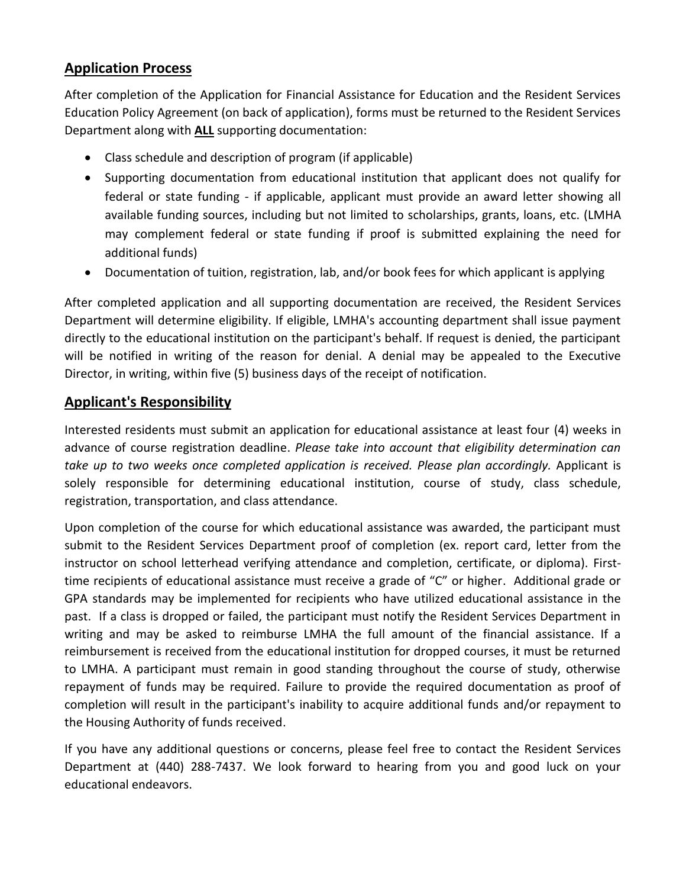## Application Process

After completion of the Application for Financial Assistance for Education and the Resident Services Education Policy Agreement (on back of application), forms must be returned to the Resident Services Department along with **ALL** supporting documentation:

- Class schedule and description of program (if applicable)
- Supporting documentation from educational institution that applicant does not qualify for federal or state funding - if applicable, applicant must provide an award letter showing all available funding sources, including but not limited to scholarships, grants, loans, etc. (LMHA may complement federal or state funding if proof is submitted explaining the need for additional funds)
- Documentation of tuition, registration, lab, and/or book fees for which applicant is applying

After completed application and all supporting documentation are received, the Resident Services Department will determine eligibility. If eligible, LMHA's accounting department shall issue payment directly to the educational institution on the participant's behalf. If request is denied, the participant will be notified in writing of the reason for denial. A denial may be appealed to the Executive Director, in writing, within five (5) business days of the receipt of notification.

## Applicant's Responsibility

Interested residents must submit an application for educational assistance at least four (4) weeks in advance of course registration deadline. *Please take into account that eligibility determination can take up to two weeks once completed application is received. Please plan accordingly.* Applicant is solely responsible for determining educational institution, course of study, class schedule, registration, transportation, and class attendance.

Upon completion of the course for which educational assistance was awarded, the participant must submit to the Resident Services Department proof of completion (ex. report card, letter from the instructor on school letterhead verifying attendance and completion, certificate, or diploma). First-time recipients of educational assistance must receive a grade of "C" or higher. Additional grade or GPA standards may be implemented for recipients who have utilized educational assistance in the past. If a class is dropped or failed, the participant must notify the Resident Services Department in writing and may be asked to reimburse LMHA the full amount of the financial assistance. If a reimbursement is received from the educational institution for dropped courses, it must be returned to LMHA. A participant must remain in good standing throughout the course of study, otherwise repayment of funds may be required. Failure to provide the required documentation as proof of completion will result in the participant's inability to acquire additional funds and/or repayment to the Housing Authority of funds received.

If you have any additional questions or concerns, please feel free to contact the Resident Services Department at (440) 288-7437. We look forward to hearing from you and good luck on your educational endeavors.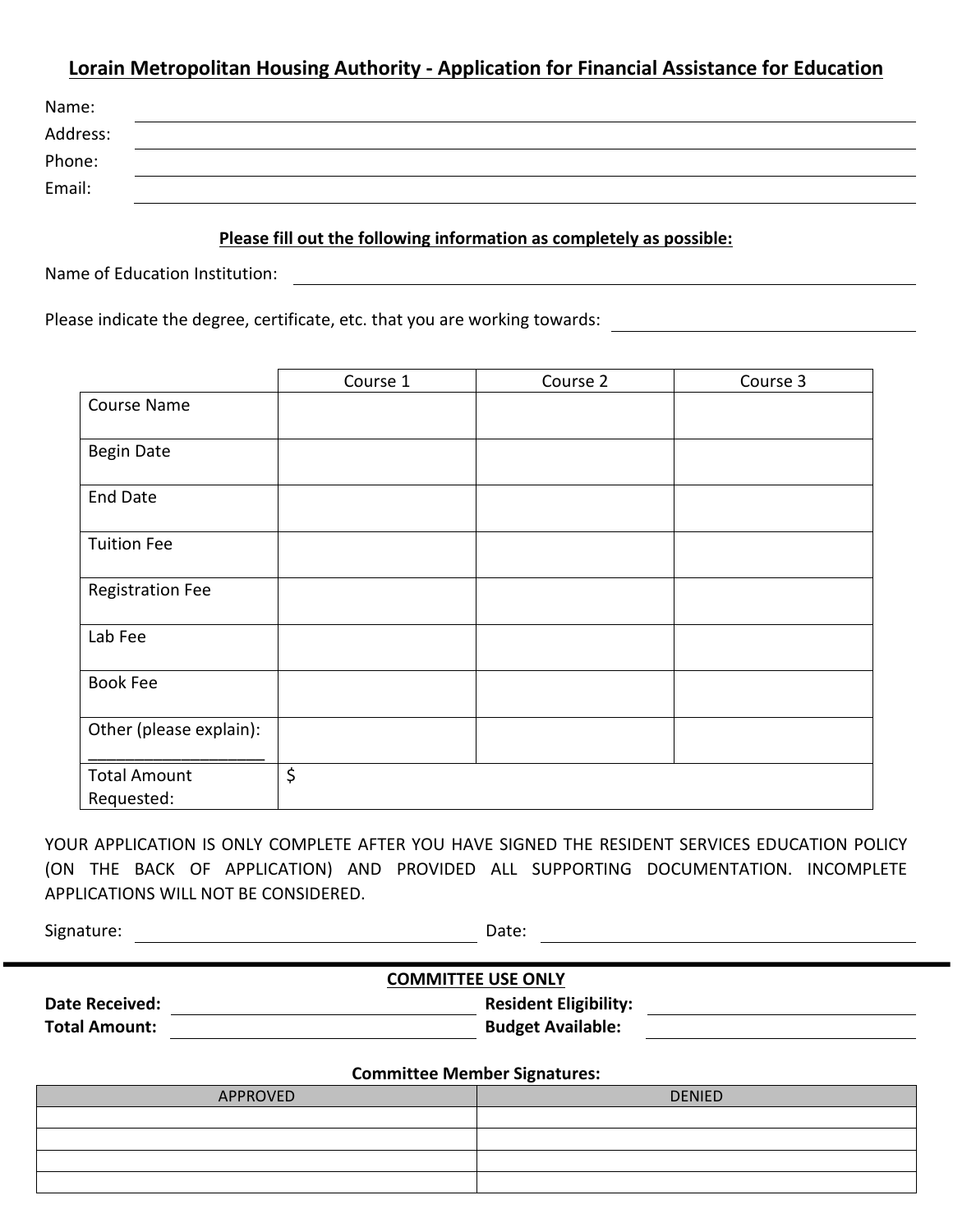## Lorain Metropolitan Housing Authority - Application for Financial Assistance for Education

Name: ______________________________

Address: ______________________________

Phone: ______________________________

Email: ______________________________

**Please fill out the following information as completely as possible:**

Name of Education Institution: ______________________________

Please indicate the degree, certificate, etc. that you are working towards: ______________________________

| | Course 1 | Course 2 | Course 3 |
|---|---|---|---|
| Course Name | | | |
| Begin Date | | | |
| End Date | | | |
| Tuition Fee | | | |
| Registration Fee | | | |
| Lab Fee | | | |
| Book Fee | | | |
| Other (please explain): ____________________ | | | |
| Total Amount Requested: | $ | | |

YOUR APPLICATION IS ONLY COMPLETE AFTER YOU HAVE SIGNED THE RESIDENT SERVICES EDUCATION POLICY (ON THE BACK OF APPLICATION) AND PROVIDED ALL SUPPORTING DOCUMENTATION. INCOMPLETE APPLICATIONS WILL NOT BE CONSIDERED.

Signature: ______________________________ Date: ______________________________

---

**COMMITTEE USE ONLY**

**Date Received:** ______________________________ **Resident Eligibility:** ______________________________

**Total Amount:** ______________________________ **Budget Available:** ______________________________

**Committee Member Signatures:**

| APPROVED | DENIED |
|---|---|
| | |
| | |
| | |
| | |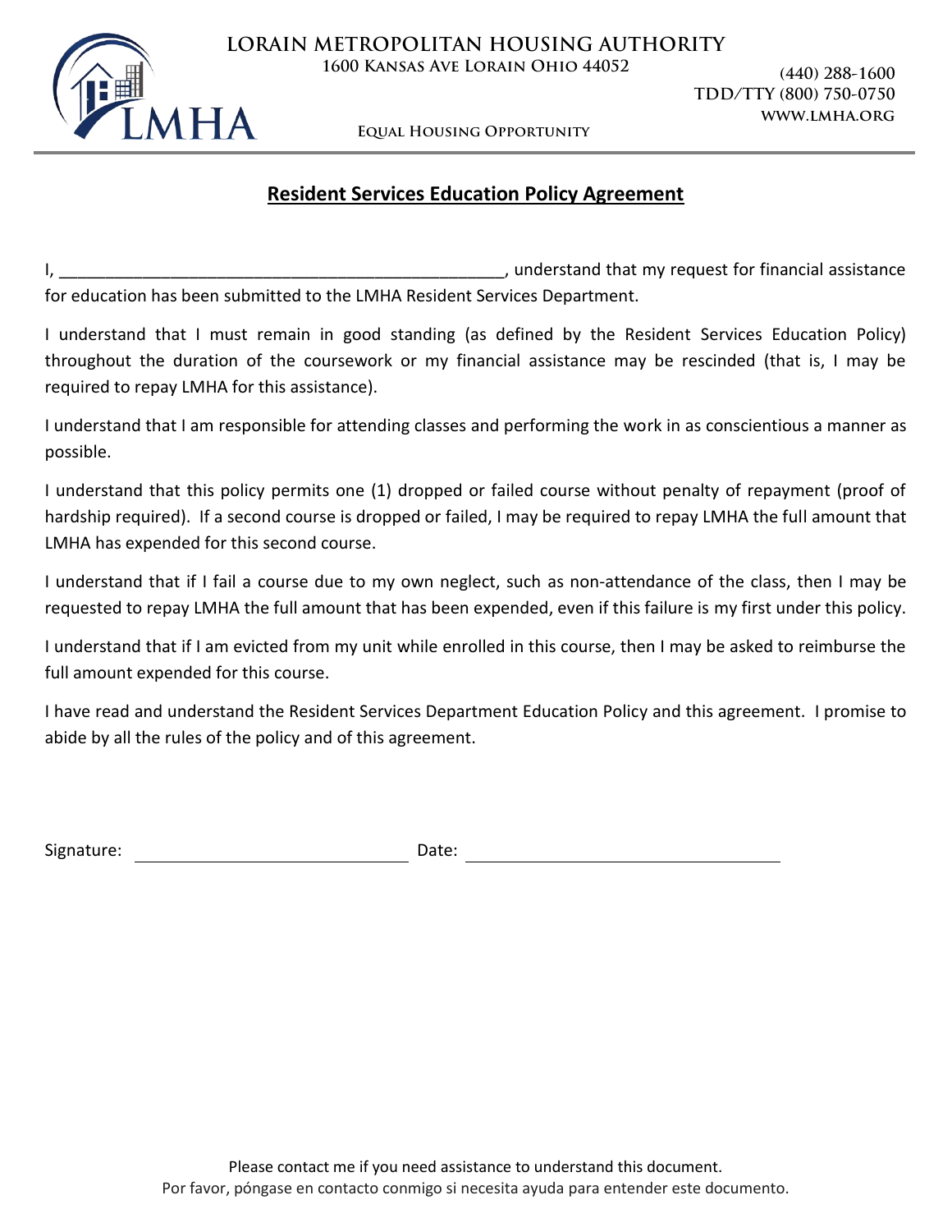LORAIN METROPOLITAN HOUSING AUTHORITY
1600 Kansas Ave Lorain Ohio 44052

(440) 288-1600
TDD/TTY (800) 750-0750
www.lmha.org

Equal Housing Opportunity

## Resident Services Education Policy Agreement

I, ________________________________________________, understand that my request for financial assistance for education has been submitted to the LMHA Resident Services Department.

I understand that I must remain in good standing (as defined by the Resident Services Education Policy) throughout the duration of the coursework or my financial assistance may be rescinded (that is, I may be required to repay LMHA for this assistance).

I understand that I am responsible for attending classes and performing the work in as conscientious a manner as possible.

I understand that this policy permits one (1) dropped or failed course without penalty of repayment (proof of hardship required). If a second course is dropped or failed, I may be required to repay LMHA the full amount that LMHA has expended for this second course.

I understand that if I fail a course due to my own neglect, such as non-attendance of the class, then I may be requested to repay LMHA the full amount that has been expended, even if this failure is my first under this policy.

I understand that if I am evicted from my unit while enrolled in this course, then I may be asked to reimburse the full amount expended for this course.

I have read and understand the Resident Services Department Education Policy and this agreement. I promise to abide by all the rules of the policy and of this agreement.

Signature: ______________________________ Date: ______________________________

Please contact me if you need assistance to understand this document.
Por favor, póngase en contacto conmigo si necesita ayuda para entender este documento.